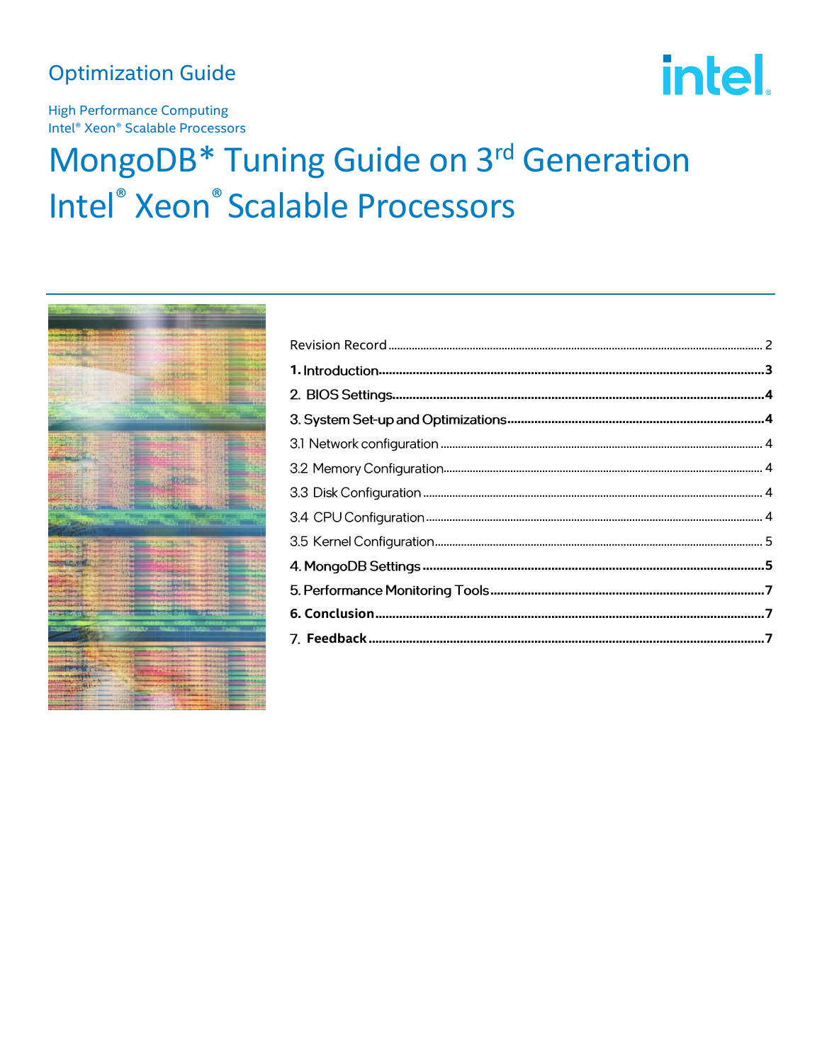Optimization Guide

High Performance Computing
Intel® Xeon® Scalable Processors

# MongoDB* Tuning Guide on 3rd Generation Intel® Xeon® Scalable Processors

Revision Record ........ 2

**1. Introduction** ........ **3**

**2. BIOS Settings** ........ **4**

**3. System Set-up and Optimizations** ........ **4**

3.1 Network configuration ........ 4

3.2 Memory Configuration ........ 4

3.3 Disk Configuration ........ 4

3.4 CPU Configuration ........ 4

3.5 Kernel Configuration ........ 5

**4. MongoDB Settings** ........ **5**

**5. Performance Monitoring Tools** ........ **7**

**6. Conclusion** ........ **7**

**7. Feedback** ........ **7**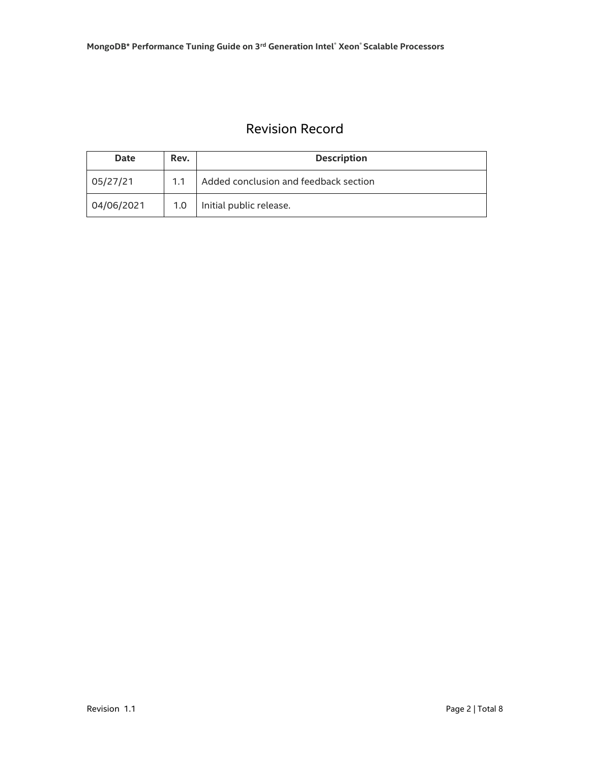# Revision Record

| Date | Rev. | Description |
|---|---|---|
| 05/27/21 | 1.1 | Added conclusion and feedback section |
| 04/06/2021 | 1.0 | Initial public release. |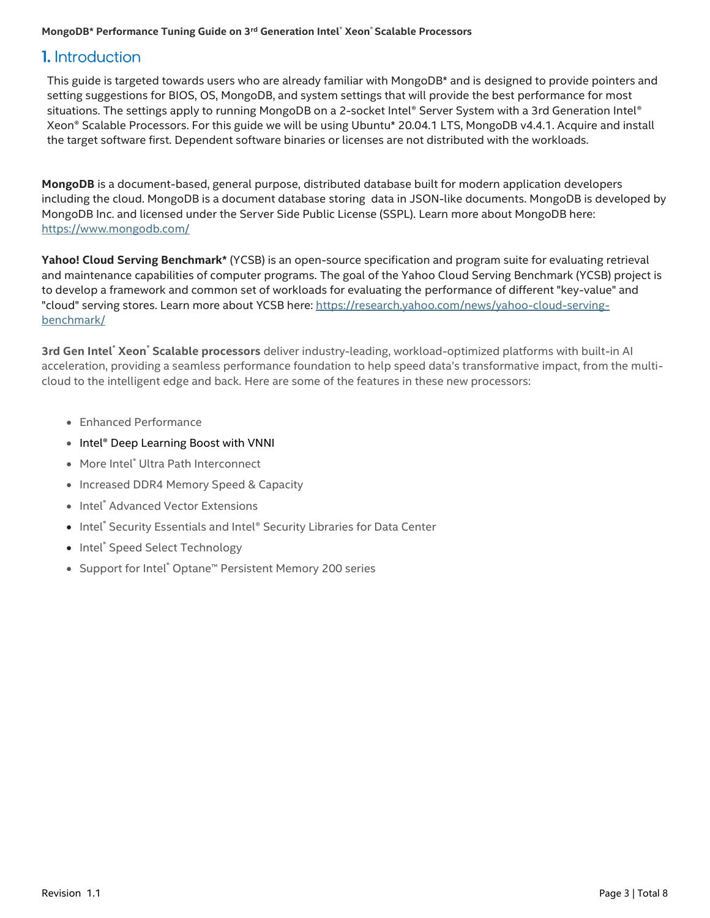# 1. Introduction

This guide is targeted towards users who are already familiar with MongoDB* and is designed to provide pointers and setting suggestions for BIOS, OS, MongoDB, and system settings that will provide the best performance for most situations. The settings apply to running MongoDB on a 2-socket Intel® Server System with a 3rd Generation Intel® Xeon® Scalable Processors. For this guide we will be using Ubuntu* 20.04.1 LTS, MongoDB v4.4.1. Acquire and install the target software first. Dependent software binaries or licenses are not distributed with the workloads.

**MongoDB** is a document-based, general purpose, distributed database built for modern application developers including the cloud. MongoDB is a document database storing data in JSON-like documents. MongoDB is developed by MongoDB Inc. and licensed under the Server Side Public License (SSPL). Learn more about MongoDB here: https://www.mongodb.com/

**Yahoo! Cloud Serving Benchmark*** (YCSB) is an open-source specification and program suite for evaluating retrieval and maintenance capabilities of computer programs. The goal of the Yahoo Cloud Serving Benchmark (YCSB) project is to develop a framework and common set of workloads for evaluating the performance of different "key-value" and "cloud" serving stores. Learn more about YCSB here: https://research.yahoo.com/news/yahoo-cloud-serving-benchmark/

**3rd Gen Intel® Xeon® Scalable processors** deliver industry-leading, workload-optimized platforms with built-in AI acceleration, providing a seamless performance foundation to help speed data's transformative impact, from the multi-cloud to the intelligent edge and back. Here are some of the features in these new processors:

- Enhanced Performance
- Intel® Deep Learning Boost with VNNI
- More Intel® Ultra Path Interconnect
- Increased DDR4 Memory Speed & Capacity
- Intel® Advanced Vector Extensions
- Intel® Security Essentials and Intel® Security Libraries for Data Center
- Intel® Speed Select Technology
- Support for Intel® Optane™ Persistent Memory 200 series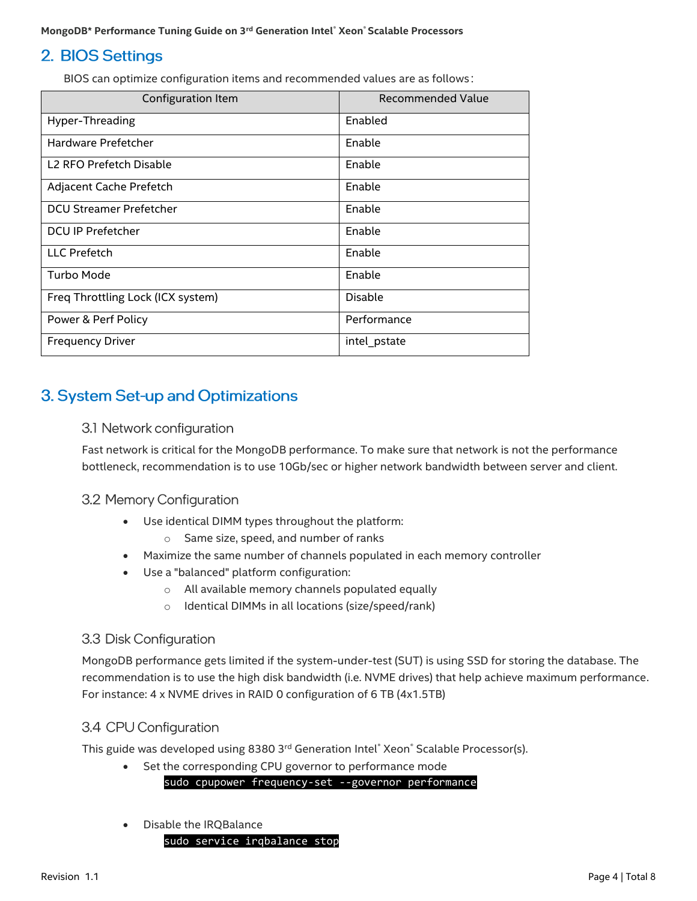## 2. BIOS Settings

BIOS can optimize configuration items and recommended values are as follows:

| Configuration Item | Recommended Value |
|---|---|
| Hyper-Threading | Enabled |
| Hardware Prefetcher | Enable |
| L2 RFO Prefetch Disable | Enable |
| Adjacent Cache Prefetch | Enable |
| DCU Streamer Prefetcher | Enable |
| DCU IP Prefetcher | Enable |
| LLC Prefetch | Enable |
| Turbo Mode | Enable |
| Freq Throttling Lock (ICX system) | Disable |
| Power & Perf Policy | Performance |
| Frequency Driver | intel_pstate |

## 3. System Set-up and Optimizations

### 3.1 Network configuration

Fast network is critical for the MongoDB performance. To make sure that network is not the performance bottleneck, recommendation is to use 10Gb/sec or higher network bandwidth between server and client.

### 3.2 Memory Configuration

- Use identical DIMM types throughout the platform:
  - Same size, speed, and number of ranks
- Maximize the same number of channels populated in each memory controller
- Use a "balanced" platform configuration:
  - All available memory channels populated equally
  - Identical DIMMs in all locations (size/speed/rank)

### 3.3 Disk Configuration

MongoDB performance gets limited if the system-under-test (SUT) is using SSD for storing the database. The recommendation is to use the high disk bandwidth (i.e. NVME drives) that help achieve maximum performance. For instance: 4 x NVME drives in RAID 0 configuration of 6 TB (4x1.5TB)

### 3.4 CPU Configuration

This guide was developed using 8380 3rd Generation Intel® Xeon® Scalable Processor(s).

- Set the corresponding CPU governor to performance mode

```
sudo cpupower frequency-set --governor performance
```

- Disable the IRQBalance

```
sudo service irqbalance stop
```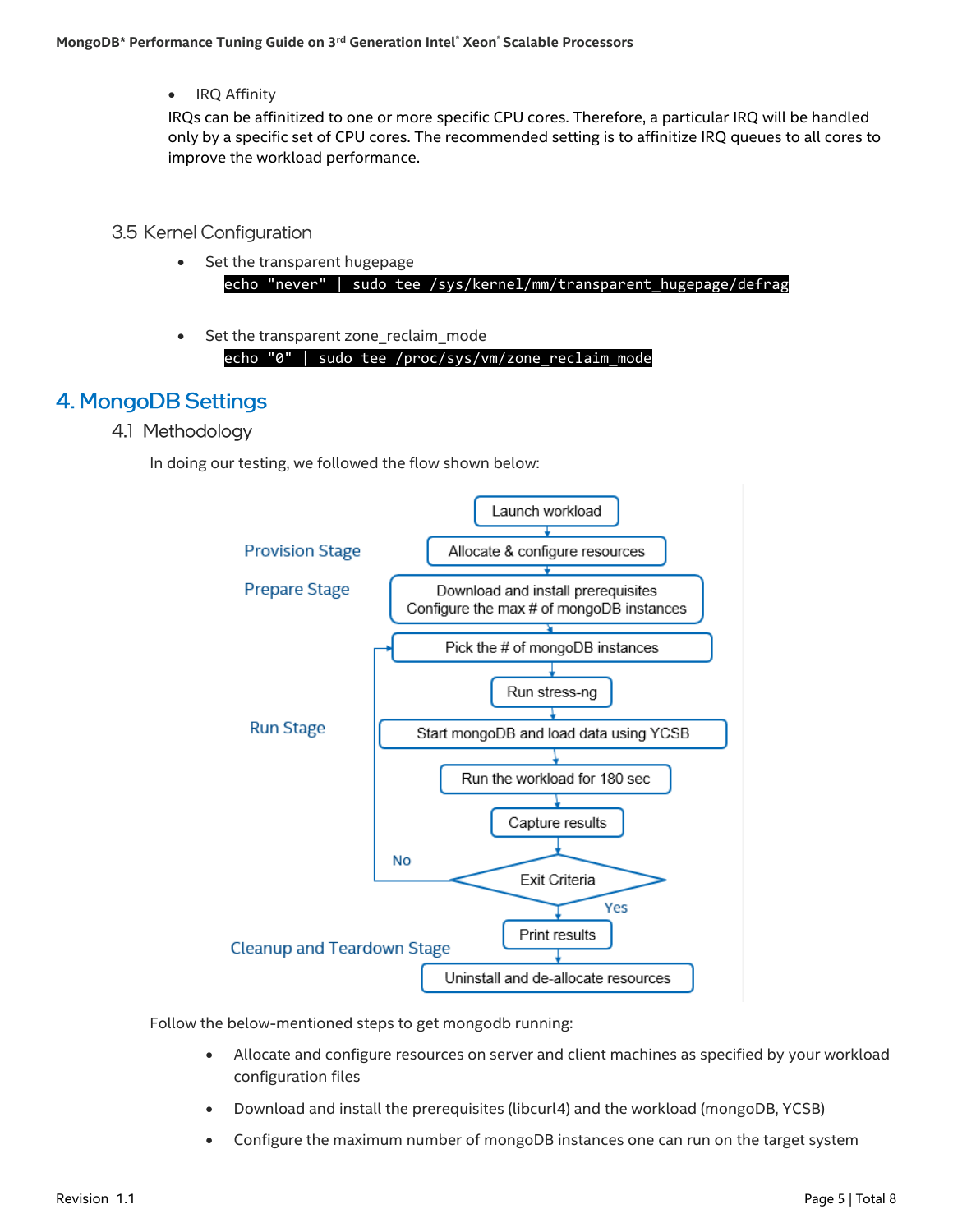- IRQ Affinity

IRQs can be affinitized to one or more specific CPU cores. Therefore, a particular IRQ will be handled only by a specific set of CPU cores. The recommended setting is to affinitize IRQ queues to all cores to improve the workload performance.

### 3.5 Kernel Configuration

- Set the transparent hugepage

```
echo "never" | sudo tee /sys/kernel/mm/transparent_hugepage/defrag
```

- Set the transparent zone_reclaim_mode

```
echo "0" | sudo tee /proc/sys/vm/zone_reclaim_mode
```

## 4. MongoDB Settings

### 4.1 Methodology

In doing our testing, we followed the flow shown below:

- **Provision Stage**
  - Launch workload
  - Allocate & configure resources
- **Prepare Stage**
  - Download and install prerequisites; Configure the max # of mongoDB instances
- **Run Stage**
  - Pick the # of mongoDB instances
  - Run stress-ng
  - Start mongoDB and load data using YCSB
  - Run the workload for 180 sec
  - Capture results
  - Exit Criteria (No: return to "Pick the # of mongoDB instances"; Yes: continue)
- **Cleanup and Teardown Stage**
  - Print results
  - Uninstall and de-allocate resources

Follow the below-mentioned steps to get mongodb running:

- Allocate and configure resources on server and client machines as specified by your workload configuration files
- Download and install the prerequisites (libcurl4) and the workload (mongoDB, YCSB)
- Configure the maximum number of mongoDB instances one can run on the target system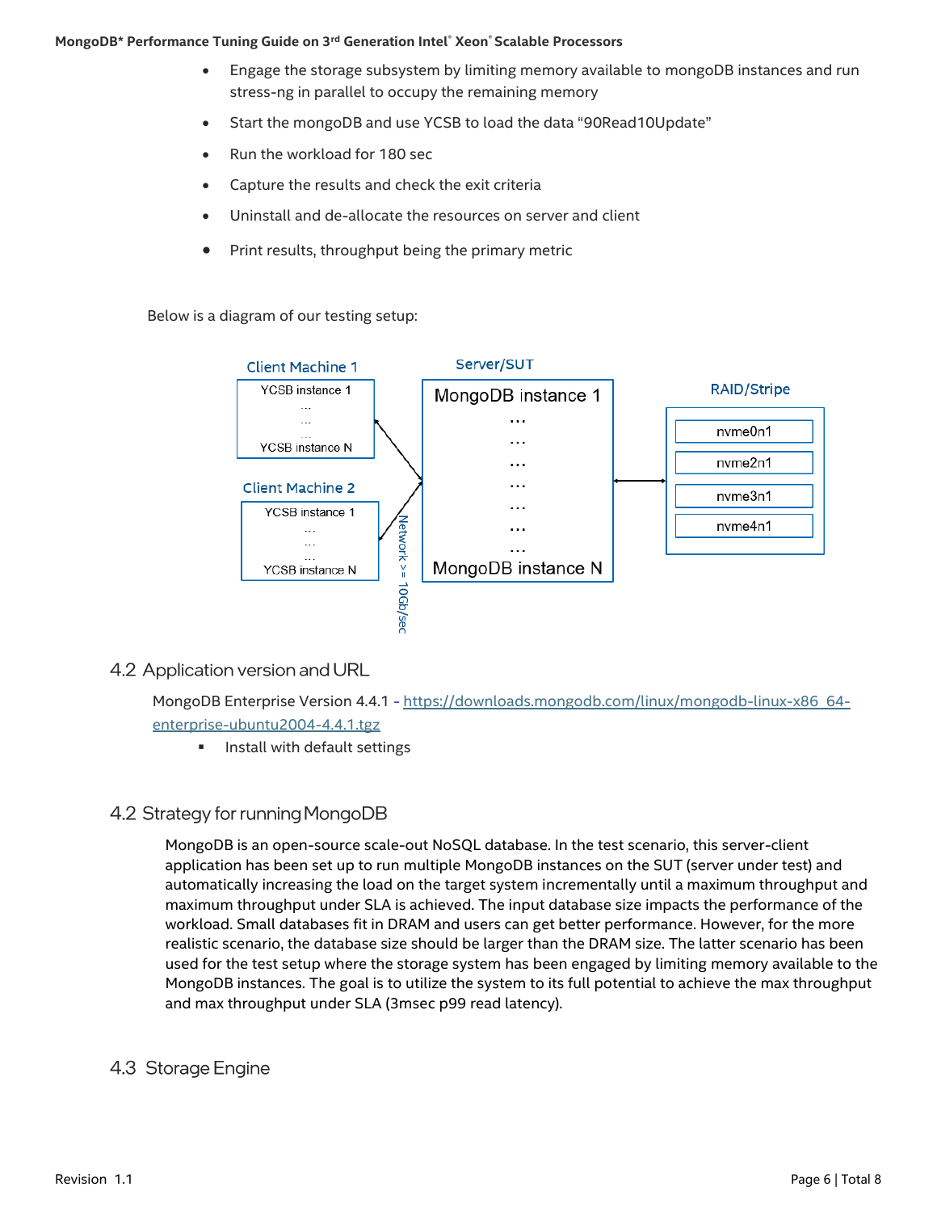- Engage the storage subsystem by limiting memory available to mongoDB instances and run stress-ng in parallel to occupy the remaining memory
- Start the mongoDB and use YCSB to load the data "90Read10Update"
- Run the workload for 180 sec
- Capture the results and check the exit criteria
- Uninstall and de-allocate the resources on server and client
- Print results, throughput being the primary metric

Below is a diagram of our testing setup:

Client Machine 1: YCSB instance 1 … YCSB instance N

Client Machine 2: YCSB instance 1 … YCSB instance N

Network >= 10Gb/sec

Server/SUT: MongoDB instance 1 … MongoDB instance N

RAID/Stripe: nvme0n1, nvme2n1, nvme3n1, nvme4n1

## 4.2 Application version and URL

MongoDB Enterprise Version 4.4.1 - https://downloads.mongodb.com/linux/mongodb-linux-x86_64-enterprise-ubuntu2004-4.4.1.tgz

- Install with default settings

## 4.2 Strategy for running MongoDB

MongoDB is an open-source scale-out NoSQL database. In the test scenario, this server-client application has been set up to run multiple MongoDB instances on the SUT (server under test) and automatically increasing the load on the target system incrementally until a maximum throughput and maximum throughput under SLA is achieved. The input database size impacts the performance of the workload. Small databases fit in DRAM and users can get better performance. However, for the more realistic scenario, the database size should be larger than the DRAM size. The latter scenario has been used for the test setup where the storage system has been engaged by limiting memory available to the MongoDB instances. The goal is to utilize the system to its full potential to achieve the max throughput and max throughput under SLA (3msec p99 read latency).

## 4.3 Storage Engine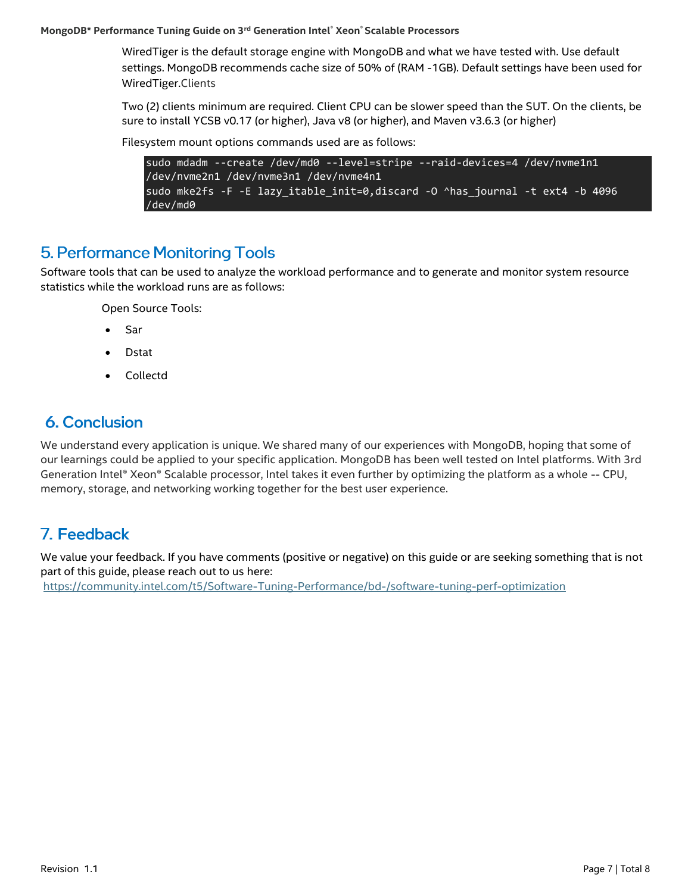WiredTiger is the default storage engine with MongoDB and what we have tested with. Use default settings. MongoDB recommends cache size of 50% of (RAM -1GB). Default settings have been used for WiredTiger.Clients

Two (2) clients minimum are required. Client CPU can be slower speed than the SUT. On the clients, be sure to install YCSB v0.17 (or higher), Java v8 (or higher), and Maven v3.6.3 (or higher)

Filesystem mount options commands used are as follows:

```
sudo mdadm --create /dev/md0 --level=stripe --raid-devices=4 /dev/nvme1n1
/dev/nvme2n1 /dev/nvme3n1 /dev/nvme4n1
sudo mke2fs -F -E lazy_itable_init=0,discard -O ^has_journal -t ext4 -b 4096
/dev/md0
```

## 5. Performance Monitoring Tools

Software tools that can be used to analyze the workload performance and to generate and monitor system resource statistics while the workload runs are as follows:

Open Source Tools:

- Sar
- Dstat
- Collectd

## 6. Conclusion

We understand every application is unique. We shared many of our experiences with MongoDB, hoping that some of our learnings could be applied to your specific application. MongoDB has been well tested on Intel platforms. With 3rd Generation Intel® Xeon® Scalable processor, Intel takes it even further by optimizing the platform as a whole -- CPU, memory, storage, and networking working together for the best user experience.

## 7. Feedback

We value your feedback. If you have comments (positive or negative) on this guide or are seeking something that is not part of this guide, please reach out to us here:
https://community.intel.com/t5/Software-Tuning-Performance/bd-/software-tuning-perf-optimization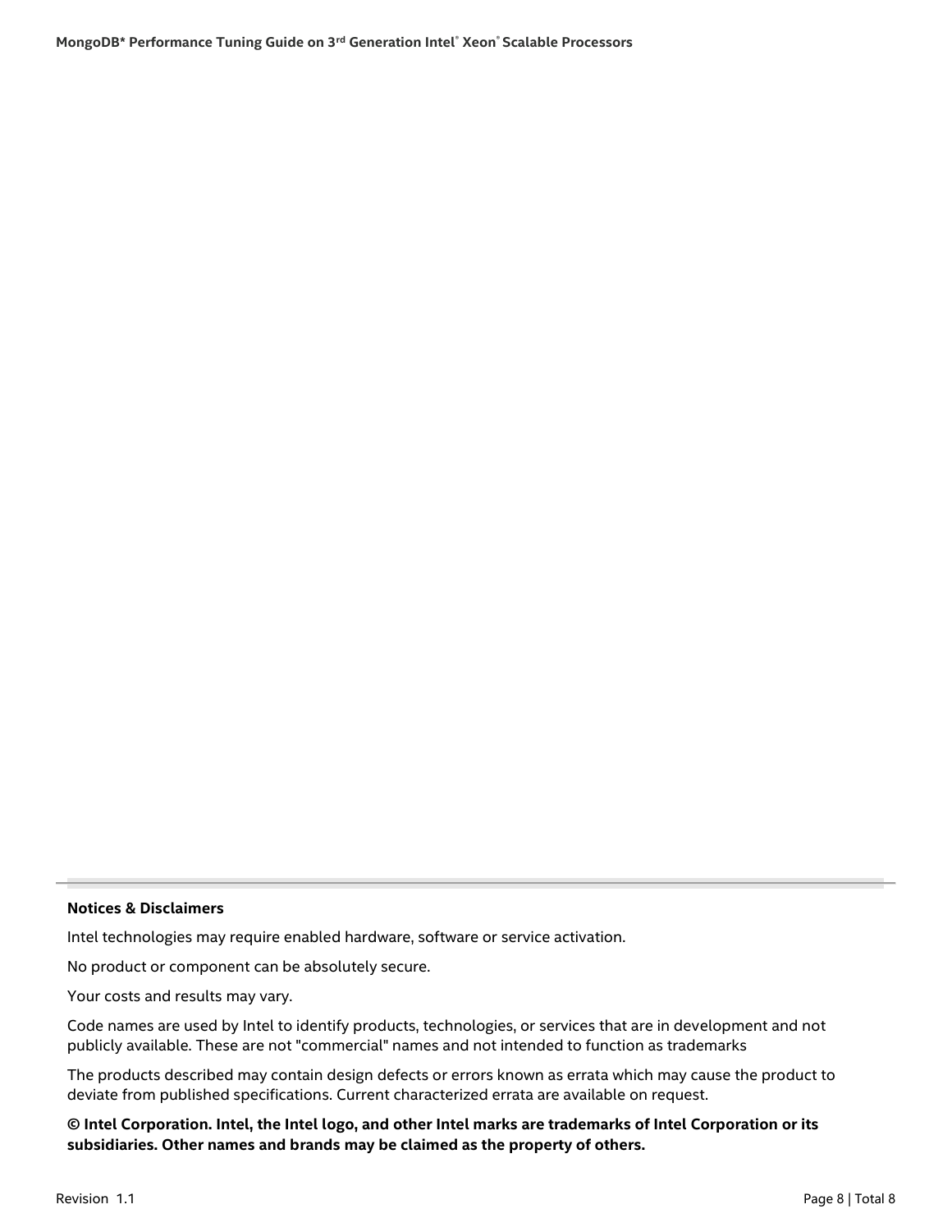**Notices & Disclaimers**

Intel technologies may require enabled hardware, software or service activation.

No product or component can be absolutely secure.

Your costs and results may vary.

Code names are used by Intel to identify products, technologies, or services that are in development and not publicly available. These are not "commercial" names and not intended to function as trademarks

The products described may contain design defects or errors known as errata which may cause the product to deviate from published specifications. Current characterized errata are available on request.

**© Intel Corporation. Intel, the Intel logo, and other Intel marks are trademarks of Intel Corporation or its subsidiaries. Other names and brands may be claimed as the property of others.**

Revision 1.1